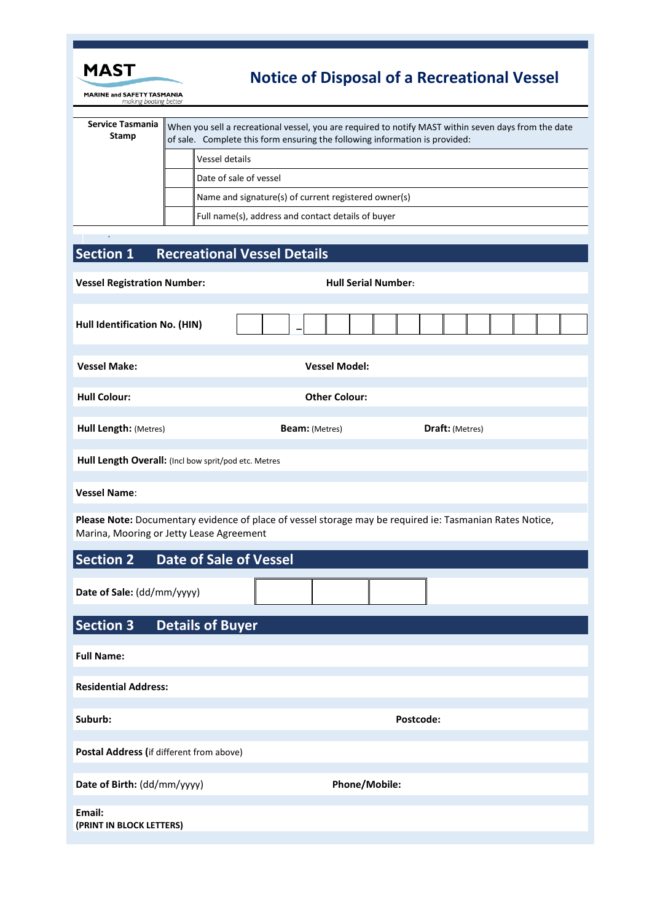MAST

MARINE and SAFETY TASMANIA
*making boating better*

# Notice of Disposal of a Recreational Vessel

| Service Tasmania Stamp | When you sell a recreational vessel, you are required to notify MAST within seven days from the date of sale. Complete this form ensuring the following information is provided: | |
|---|---|---|
| | | Vessel details |
| | | Date of sale of vessel |
| | | Name and signature(s) of current registered owner(s) |
| | | Full name(s), address and contact details of buyer |

## Section 1 Recreational Vessel Details

**Vessel Registration Number:** **Hull Serial Number:**

**Hull Identification No. (HIN)** | | | – | | | | | | | | | | | | |

**Vessel Make:** **Vessel Model:**

**Hull Colour:** **Other Colour:**

**Hull Length:** (Metres) **Beam:** (Metres) **Draft:** (Metres)

**Hull Length Overall:** (Incl bow sprit/pod etc. Metres

**Vessel Name:**

**Please Note:** Documentary evidence of place of vessel storage may be required ie: Tasmanian Rates Notice, Marina, Mooring or Jetty Lease Agreement

## Section 2 Date of Sale of Vessel

**Date of Sale:** (dd/mm/yyyy) | | | |

## Section 3 Details of Buyer

**Full Name:**

**Residential Address:**

**Suburb:** **Postcode:**

**Postal Address (**if different from above)

**Date of Birth:** (dd/mm/yyyy) **Phone/Mobile:**

**Email:**
**(PRINT IN BLOCK LETTERS)**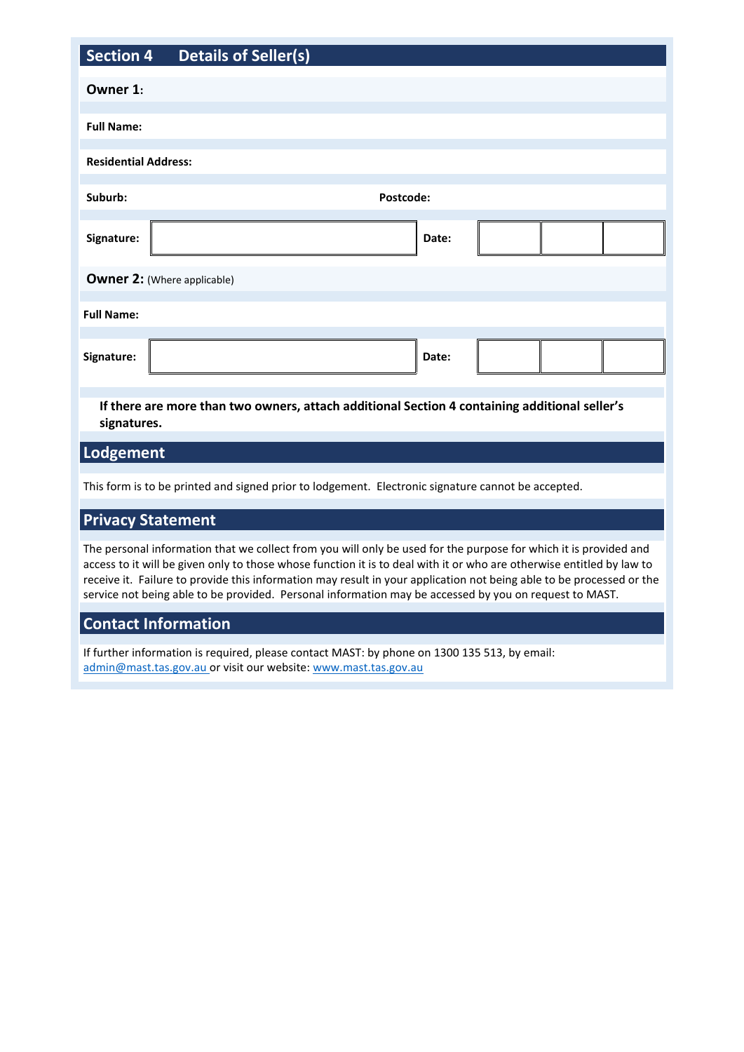## Section 4 Details of Seller(s)

**Owner 1:**

**Full Name:**

**Residential Address:**

**Suburb:** **Postcode:**

| | | | | | |
|---|---|---|---|---|---|
| **Signature:** | | **Date:** | | | |

**Owner 2:** (Where applicable)

**Full Name:**

| | | | | | |
|---|---|---|---|---|---|
| **Signature:** | | **Date:** | | | |

**If there are more than two owners, attach additional Section 4 containing additional seller's signatures.**

## Lodgement

This form is to be printed and signed prior to lodgement. Electronic signature cannot be accepted.

## Privacy Statement

The personal information that we collect from you will only be used for the purpose for which it is provided and access to it will be given only to those whose function it is to deal with it or who are otherwise entitled by law to receive it. Failure to provide this information may result in your application not being able to be processed or the service not being able to be provided. Personal information may be accessed by you on request to MAST.

## Contact Information

If further information is required, please contact MAST: by phone on 1300 135 513, by email: admin@mast.tas.gov.au or visit our website: www.mast.tas.gov.au